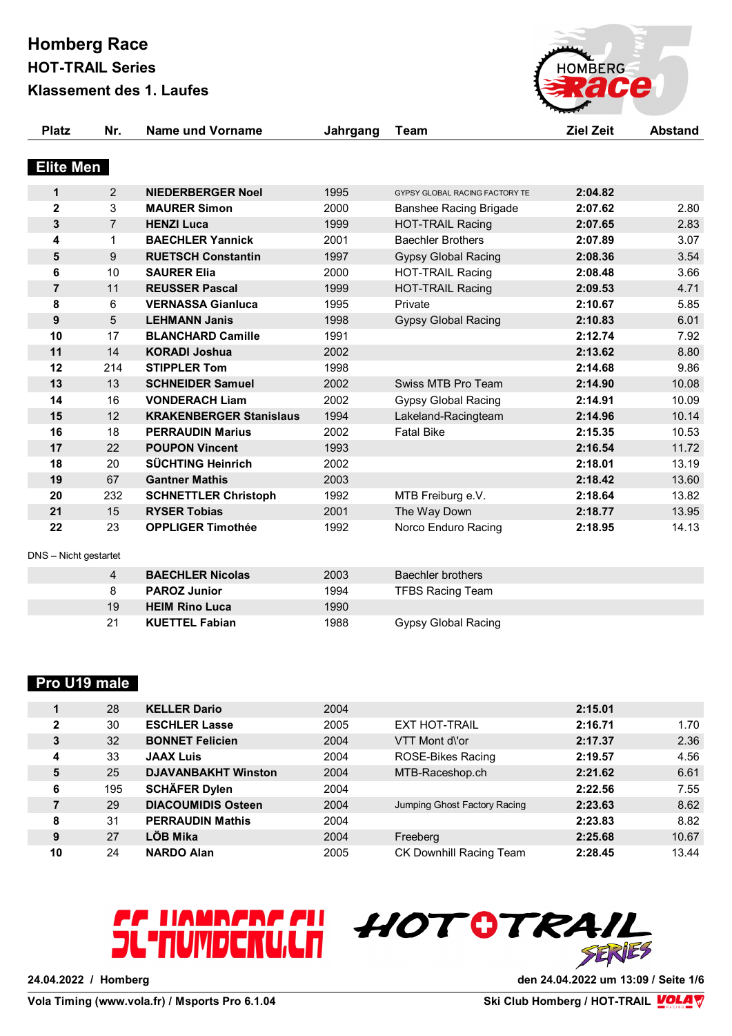# Homberg Race

## HOT-TRAIL Series

## Klassement des 1. Laufes

### Elite Men

| Platz | Nr. | Name und Vorname | Jahrgang | Team | Ziel Zeit | Abstand |
|---|---|---|---|---|---|---|
| 1 | 2 | **NIEDERBERGER Noel** | 1995 | GYPSY GLOBAL RACING FACTORY TE | **2:04.82** | |
| 2 | 3 | **MAURER Simon** | 2000 | Banshee Racing Brigade | **2:07.62** | 2.80 |
| 3 | 7 | **HENZI Luca** | 1999 | HOT-TRAIL Racing | **2:07.65** | 2.83 |
| 4 | 1 | **BAECHLER Yannick** | 2001 | Baechler Brothers | **2:07.89** | 3.07 |
| 5 | 9 | **RUETSCH Constantin** | 1997 | Gypsy Global Racing | **2:08.36** | 3.54 |
| 6 | 10 | **SAURER Elia** | 2000 | HOT-TRAIL Racing | **2:08.48** | 3.66 |
| 7 | 11 | **REUSSER Pascal** | 1999 | HOT-TRAIL Racing | **2:09.53** | 4.71 |
| 8 | 6 | **VERNASSA Gianluca** | 1995 | Private | **2:10.67** | 5.85 |
| 9 | 5 | **LEHMANN Janis** | 1998 | Gypsy Global Racing | **2:10.83** | 6.01 |
| 10 | 17 | **BLANCHARD Camille** | 1991 | | **2:12.74** | 7.92 |
| 11 | 14 | **KORADI Joshua** | 2002 | | **2:13.62** | 8.80 |
| 12 | 214 | **STIPPLER Tom** | 1998 | | **2:14.68** | 9.86 |
| 13 | 13 | **SCHNEIDER Samuel** | 2002 | Swiss MTB Pro Team | **2:14.90** | 10.08 |
| 14 | 16 | **VONDERACH Liam** | 2002 | Gypsy Global Racing | **2:14.91** | 10.09 |
| 15 | 12 | **KRAKENBERGER Stanislaus** | 1994 | Lakeland-Racingteam | **2:14.96** | 10.14 |
| 16 | 18 | **PERRAUDIN Marius** | 2002 | Fatal Bike | **2:15.35** | 10.53 |
| 17 | 22 | **POUPON Vincent** | 1993 | | **2:16.54** | 11.72 |
| 18 | 20 | **SÜCHTING Heinrich** | 2002 | | **2:18.01** | 13.19 |
| 19 | 67 | **Gantner Mathis** | 2003 | | **2:18.42** | 13.60 |
| 20 | 232 | **SCHNETTLER Christoph** | 1992 | MTB Freiburg e.V. | **2:18.64** | 13.82 |
| 21 | 15 | **RYSER Tobias** | 2001 | The Way Down | **2:18.77** | 13.95 |
| 22 | 23 | **OPPLIGER Timothée** | 1992 | Norco Enduro Racing | **2:18.95** | 14.13 |

DNS – Nicht gestartet

| Platz | Nr. | Name und Vorname | Jahrgang | Team | Ziel Zeit | Abstand |
|---|---|---|---|---|---|---|
| | 4 | **BAECHLER Nicolas** | 2003 | Baechler brothers | | |
| | 8 | **PAROZ Junior** | 1994 | TFBS Racing Team | | |
| | 19 | **HEIM Rino Luca** | 1990 | | | |
| | 21 | **KUETTEL Fabian** | 1988 | Gypsy Global Racing | | |

### Pro U19 male

| Platz | Nr. | Name und Vorname | Jahrgang | Team | Ziel Zeit | Abstand |
|---|---|---|---|---|---|---|
| 1 | 28 | **KELLER Dario** | 2004 | | **2:15.01** | |
| 2 | 30 | **ESCHLER Lasse** | 2005 | EXT HOT-TRAIL | **2:16.71** | 1.70 |
| 3 | 32 | **BONNET Felicien** | 2004 | VTT Mont d\'or | **2:17.37** | 2.36 |
| 4 | 33 | **JAAX Luis** | 2004 | ROSE-Bikes Racing | **2:19.57** | 4.56 |
| 5 | 25 | **DJAVANBAKHT Winston** | 2004 | MTB-Raceshop.ch | **2:21.62** | 6.61 |
| 6 | 195 | **SCHÄFER Dylen** | 2004 | | **2:22.56** | 7.55 |
| 7 | 29 | **DIACOUMIDIS Osteen** | 2004 | Jumping Ghost Factory Racing | **2:23.63** | 8.62 |
| 8 | 31 | **PERRAUDIN Mathis** | 2004 | | **2:23.83** | 8.82 |
| 9 | 27 | **LÖB Mika** | 2004 | Freeberg | **2:25.68** | 10.67 |
| 10 | 24 | **NARDO Alan** | 2005 | CK Downhill Racing Team | **2:28.45** | 13.44 |

SC-HOMBERG.CH HOT TRAIL SERIES

24.04.2022 / Homberg — den 24.04.2022 um 13:09

Vola Timing (www.vola.fr) / Msports Pro 6.1.04 — Ski Club Homberg / HOT-TRAIL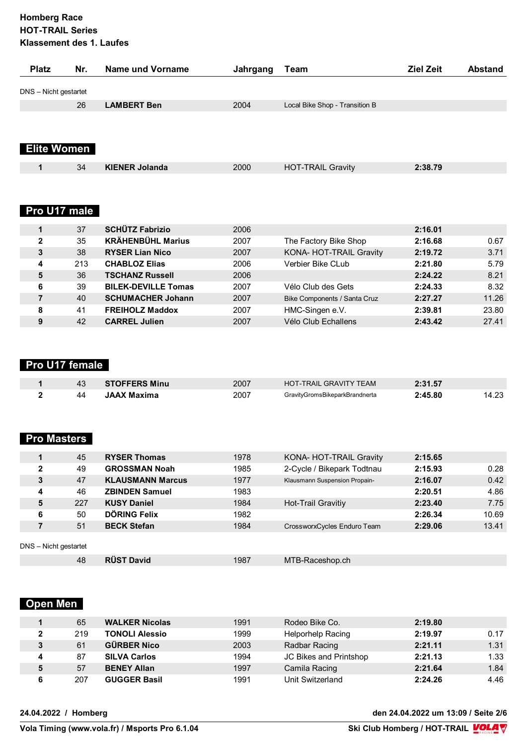**Homberg Race**
**HOT-TRAIL Series**
**Klassement des 1. Laufes**

| Platz | Nr. | Name und Vorname | Jahrgang | Team | Ziel Zeit | Abstand |
|---|---|---|---|---|---|---|

DNS – Nicht gestartet

| Platz | Nr. | Name und Vorname | Jahrgang | Team | Ziel Zeit | Abstand |
|---|---|---|---|---|---|---|
| | 26 | **LAMBERT Ben** | 2004 | Local Bike Shop - Transition B | | |

## Elite Women

| Platz | Nr. | Name und Vorname | Jahrgang | Team | Ziel Zeit | Abstand |
|---|---|---|---|---|---|---|
| **1** | 34 | **KIENER Jolanda** | 2000 | HOT-TRAIL Gravity | **2:38.79** | |

## Pro U17 male

| Platz | Nr. | Name und Vorname | Jahrgang | Team | Ziel Zeit | Abstand |
|---|---|---|---|---|---|---|
| **1** | 37 | **SCHÜTZ Fabrizio** | 2006 | | **2:16.01** | |
| **2** | 35 | **KRÄHENBÜHL Marius** | 2007 | The Factory Bike Shop | **2:16.68** | 0.67 |
| **3** | 38 | **RYSER Lian Nico** | 2007 | KONA- HOT-TRAIL Gravity | **2:19.72** | 3.71 |
| **4** | 213 | **CHABLOZ Elias** | 2006 | Verbier Bike CLub | **2:21.80** | 5.79 |
| **5** | 36 | **TSCHANZ Russell** | 2006 | | **2:24.22** | 8.21 |
| **6** | 39 | **BILEK-DEVILLE Tomas** | 2007 | Vélo Club des Gets | **2:24.33** | 8.32 |
| **7** | 40 | **SCHUMACHER Johann** | 2007 | Bike Components / Santa Cruz | **2:27.27** | 11.26 |
| **8** | 41 | **FREIHOLZ Maddox** | 2007 | HMC-Singen e.V. | **2:39.81** | 23.80 |
| **9** | 42 | **CARREL Julien** | 2007 | Vélo Club Echallens | **2:43.42** | 27.41 |

## Pro U17 female

| Platz | Nr. | Name und Vorname | Jahrgang | Team | Ziel Zeit | Abstand |
|---|---|---|---|---|---|---|
| **1** | 43 | **STOFFERS Minu** | 2007 | HOT-TRAIL GRAVITY TEAM | **2:31.57** | |
| **2** | 44 | **JAAX Maxima** | 2007 | GravityGromsBikeparkBrandnerta | **2:45.80** | 14.23 |

## Pro Masters

| Platz | Nr. | Name und Vorname | Jahrgang | Team | Ziel Zeit | Abstand |
|---|---|---|---|---|---|---|
| **1** | 45 | **RYSER Thomas** | 1978 | KONA- HOT-TRAIL Gravity | **2:15.65** | |
| **2** | 49 | **GROSSMAN Noah** | 1985 | 2-Cycle / Bikepark Todtnau | **2:15.93** | 0.28 |
| **3** | 47 | **KLAUSMANN Marcus** | 1977 | Klausmann Suspension Propain- | **2:16.07** | 0.42 |
| **4** | 46 | **ZBINDEN Samuel** | 1983 | | **2:20.51** | 4.86 |
| **5** | 227 | **KUSY Daniel** | 1984 | Hot-Trail Gravitiy | **2:23.40** | 7.75 |
| **6** | 50 | **DÖRING Felix** | 1982 | | **2:26.34** | 10.69 |
| **7** | 51 | **BECK Stefan** | 1984 | CrossworxCycles Enduro Team | **2:29.06** | 13.41 |

DNS – Nicht gestartet

| Platz | Nr. | Name und Vorname | Jahrgang | Team | Ziel Zeit | Abstand |
|---|---|---|---|---|---|---|
| | 48 | **RÜST David** | 1987 | MTB-Raceshop.ch | | |

## Open Men

| Platz | Nr. | Name und Vorname | Jahrgang | Team | Ziel Zeit | Abstand |
|---|---|---|---|---|---|---|
| **1** | 65 | **WALKER Nicolas** | 1991 | Rodeo Bike Co. | **2:19.80** | |
| **2** | 219 | **TONOLI Alessio** | 1999 | Helporhelp Racing | **2:19.97** | 0.17 |
| **3** | 61 | **GÜRBER Nico** | 2003 | Radbar Racing | **2:21.11** | 1.31 |
| **4** | 87 | **SILVA Carlos** | 1994 | JC Bikes and Printshop | **2:21.13** | 1.33 |
| **5** | 57 | **BENEY Allan** | 1997 | Camila Racing | **2:21.64** | 1.84 |
| **6** | 207 | **GUGGER Basil** | 1991 | Unit Switzerland | **2:24.26** | 4.46 |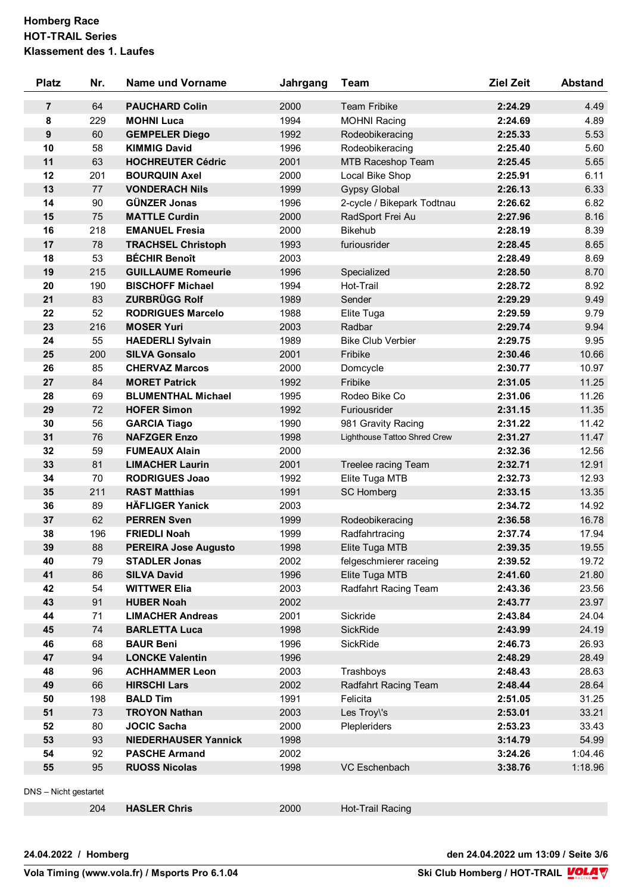**Homberg Race**
**HOT-TRAIL Series**
**Klassement des 1. Laufes**

| Platz | Nr. | Name und Vorname | Jahrgang | Team | Ziel Zeit | Abstand |
|---|---|---|---|---|---|---|
| **7** | 64 | **PAUCHARD Colin** | 2000 | Team Fribike | **2:24.29** | 4.49 |
| **8** | 229 | **MOHNI Luca** | 1994 | MOHNI Racing | **2:24.69** | 4.89 |
| **9** | 60 | **GEMPELER Diego** | 1992 | Rodeobikeracing | **2:25.33** | 5.53 |
| **10** | 58 | **KIMMIG David** | 1996 | Rodeobikeracing | **2:25.40** | 5.60 |
| **11** | 63 | **HOCHREUTER Cédric** | 2001 | MTB Raceshop Team | **2:25.45** | 5.65 |
| **12** | 201 | **BOURQUIN Axel** | 2000 | Local Bike Shop | **2:25.91** | 6.11 |
| **13** | 77 | **VONDERACH Nils** | 1999 | Gypsy Global | **2:26.13** | 6.33 |
| **14** | 90 | **GÜNZER Jonas** | 1996 | 2-cycle / Bikepark Todtnau | **2:26.62** | 6.82 |
| **15** | 75 | **MATTLE Curdin** | 2000 | RadSport Frei Au | **2:27.96** | 8.16 |
| **16** | 218 | **EMANUEL Fresia** | 2000 | Bikehub | **2:28.19** | 8.39 |
| **17** | 78 | **TRACHSEL Christoph** | 1993 | furiousrider | **2:28.45** | 8.65 |
| **18** | 53 | **BÉCHIR Benoît** | 2003 | | **2:28.49** | 8.69 |
| **19** | 215 | **GUILLAUME Romeurie** | 1996 | Specialized | **2:28.50** | 8.70 |
| **20** | 190 | **BISCHOFF Michael** | 1994 | Hot-Trail | **2:28.72** | 8.92 |
| **21** | 83 | **ZURBRÜGG Rolf** | 1989 | Sender | **2:29.29** | 9.49 |
| **22** | 52 | **RODRIGUES Marcelo** | 1988 | Elite Tuga | **2:29.59** | 9.79 |
| **23** | 216 | **MOSER Yuri** | 2003 | Radbar | **2:29.74** | 9.94 |
| **24** | 55 | **HAEDERLI Sylvain** | 1989 | Bike Club Verbier | **2:29.75** | 9.95 |
| **25** | 200 | **SILVA Gonsalo** | 2001 | Fribike | **2:30.46** | 10.66 |
| **26** | 85 | **CHERVAZ Marcos** | 2000 | Domcycle | **2:30.77** | 10.97 |
| **27** | 84 | **MORET Patrick** | 1992 | Fribike | **2:31.05** | 11.25 |
| **28** | 69 | **BLUMENTHAL Michael** | 1995 | Rodeo Bike Co | **2:31.06** | 11.26 |
| **29** | 72 | **HOFER Simon** | 1992 | Furiousrider | **2:31.15** | 11.35 |
| **30** | 56 | **GARCIA Tiago** | 1990 | 981 Gravity Racing | **2:31.22** | 11.42 |
| **31** | 76 | **NAFZGER Enzo** | 1998 | Lighthouse Tattoo Shred Crew | **2:31.27** | 11.47 |
| **32** | 59 | **FUMEAUX Alain** | 2000 | | **2:32.36** | 12.56 |
| **33** | 81 | **LIMACHER Laurin** | 2001 | Treelee racing Team | **2:32.71** | 12.91 |
| **34** | 70 | **RODRIGUES Joao** | 1992 | Elite Tuga MTB | **2:32.73** | 12.93 |
| **35** | 211 | **RAST Matthias** | 1991 | SC Homberg | **2:33.15** | 13.35 |
| **36** | 89 | **HÄFLIGER Yanick** | 2003 | | **2:34.72** | 14.92 |
| **37** | 62 | **PERREN Sven** | 1999 | Rodeobikeracing | **2:36.58** | 16.78 |
| **38** | 196 | **FRIEDLI Noah** | 1999 | Radfahrtracing | **2:37.74** | 17.94 |
| **39** | 88 | **PEREIRA Jose Augusto** | 1998 | Elite Tuga MTB | **2:39.35** | 19.55 |
| **40** | 79 | **STADLER Jonas** | 2002 | felgeschmierer raceing | **2:39.52** | 19.72 |
| **41** | 86 | **SILVA David** | 1996 | Elite Tuga MTB | **2:41.60** | 21.80 |
| **42** | 54 | **WITTWER Elia** | 2003 | Radfahrt Racing Team | **2:43.36** | 23.56 |
| **43** | 91 | **HUBER Noah** | 2002 | | **2:43.77** | 23.97 |
| **44** | 71 | **LIMACHER Andreas** | 2001 | Sickride | **2:43.84** | 24.04 |
| **45** | 74 | **BARLETTA Luca** | 1998 | SickRide | **2:43.99** | 24.19 |
| **46** | 68 | **BAUR Beni** | 1996 | SickRide | **2:46.73** | 26.93 |
| **47** | 94 | **LONCKE Valentin** | 1996 | | **2:48.29** | 28.49 |
| **48** | 96 | **ACHHAMMER Leon** | 2003 | Trashboys | **2:48.43** | 28.63 |
| **49** | 66 | **HIRSCHI Lars** | 2002 | Radfahrt Racing Team | **2:48.44** | 28.64 |
| **50** | 198 | **BALD Tim** | 1991 | Felicita | **2:51.05** | 31.25 |
| **51** | 73 | **TROYON Nathan** | 2003 | Les Troy\'s | **2:53.01** | 33.21 |
| **52** | 80 | **JOCIC Sacha** | 2000 | Plepleriders | **2:53.23** | 33.43 |
| **53** | 93 | **NIEDERHAUSER Yannick** | 1998 | | **3:14.79** | 54.99 |
| **54** | 92 | **PASCHE Armand** | 2002 | | **3:24.26** | 1:04.46 |
| **55** | 95 | **RUOSS Nicolas** | 1998 | VC Eschenbach | **3:38.76** | 1:18.96 |

DNS – Nicht gestartet

| Platz | Nr. | Name und Vorname | Jahrgang | Team | Ziel Zeit | Abstand |
|---|---|---|---|---|---|---|
| | 204 | **HASLER Chris** | 2000 | Hot-Trail Racing | | |

**24.04.2022 / Homberg** — **den 24.04.2022 um 13:09**

**Vola Timing (www.vola.fr) / Msports Pro 6.1.04** — **Ski Club Homberg / HOT-TRAIL**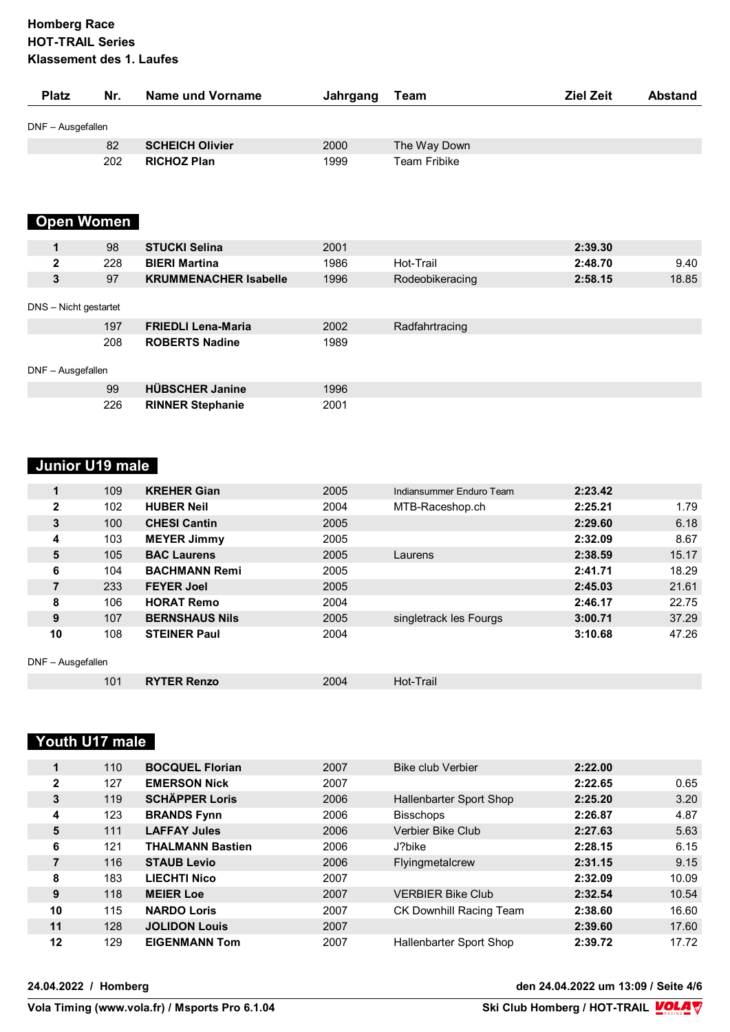**Homberg Race**
**HOT-TRAIL Series**
**Klassement des 1. Laufes**

| Platz | Nr. | Name und Vorname | Jahrgang | Team | Ziel Zeit | Abstand |
|---|---|---|---|---|---|---|
| DNF – Ausgefallen | | | | | | |
| | 82 | **SCHEICH Olivier** | 2000 | The Way Down | | |
| | 202 | **RICHOZ Plan** | 1999 | Team Fribike | | |

## Open Women

| Platz | Nr. | Name und Vorname | Jahrgang | Team | Ziel Zeit | Abstand |
|---|---|---|---|---|---|---|
| **1** | 98 | **STUCKI Selina** | 2001 | | **2:39.30** | |
| **2** | 228 | **BIERI Martina** | 1986 | Hot-Trail | **2:48.70** | 9.40 |
| **3** | 97 | **KRUMMENACHER Isabelle** | 1996 | Rodeobikeracing | **2:58.15** | 18.85 |
| DNS – Nicht gestartet | | | | | | |
| | 197 | **FRIEDLI Lena-Maria** | 2002 | Radfahrtracing | | |
| | 208 | **ROBERTS Nadine** | 1989 | | | |
| DNF – Ausgefallen | | | | | | |
| | 99 | **HÜBSCHER Janine** | 1996 | | | |
| | 226 | **RINNER Stephanie** | 2001 | | | |

## Junior U19 male

| Platz | Nr. | Name und Vorname | Jahrgang | Team | Ziel Zeit | Abstand |
|---|---|---|---|---|---|---|
| **1** | 109 | **KREHER Gian** | 2005 | Indiansummer Enduro Team | **2:23.42** | |
| **2** | 102 | **HUBER Neil** | 2004 | MTB-Raceshop.ch | **2:25.21** | 1.79 |
| **3** | 100 | **CHESI Cantin** | 2005 | | **2:29.60** | 6.18 |
| **4** | 103 | **MEYER Jimmy** | 2005 | | **2:32.09** | 8.67 |
| **5** | 105 | **BAC Laurens** | 2005 | Laurens | **2:38.59** | 15.17 |
| **6** | 104 | **BACHMANN Remi** | 2005 | | **2:41.71** | 18.29 |
| **7** | 233 | **FEYER Joel** | 2005 | | **2:45.03** | 21.61 |
| **8** | 106 | **HORAT Remo** | 2004 | | **2:46.17** | 22.75 |
| **9** | 107 | **BERNSHAUS Nils** | 2005 | singletrack les Fourgs | **3:00.71** | 37.29 |
| **10** | 108 | **STEINER Paul** | 2004 | | **3:10.68** | 47.26 |
| DNF – Ausgefallen | | | | | | |
| | 101 | **RYTER Renzo** | 2004 | Hot-Trail | | |

## Youth U17 male

| Platz | Nr. | Name und Vorname | Jahrgang | Team | Ziel Zeit | Abstand |
|---|---|---|---|---|---|---|
| **1** | 110 | **BOCQUEL Florian** | 2007 | Bike club Verbier | **2:22.00** | |
| **2** | 127 | **EMERSON Nick** | 2007 | | **2:22.65** | 0.65 |
| **3** | 119 | **SCHÄPPER Loris** | 2006 | Hallenbarter Sport Shop | **2:25.20** | 3.20 |
| **4** | 123 | **BRANDS Fynn** | 2006 | Bisschops | **2:26.87** | 4.87 |
| **5** | 111 | **LAFFAY Jules** | 2006 | Verbier Bike Club | **2:27.63** | 5.63 |
| **6** | 121 | **THALMANN Bastien** | 2006 | J?bike | **2:28.15** | 6.15 |
| **7** | 116 | **STAUB Levio** | 2006 | Flyingmetalcrew | **2:31.15** | 9.15 |
| **8** | 183 | **LIECHTI Nico** | 2007 | | **2:32.09** | 10.09 |
| **9** | 118 | **MEIER Loe** | 2007 | VERBIER Bike Club | **2:32.54** | 10.54 |
| **10** | 115 | **NARDO Loris** | 2007 | CK Downhill Racing Team | **2:38.60** | 16.60 |
| **11** | 128 | **JOLIDON Louis** | 2007 | | **2:39.60** | 17.60 |
| **12** | 129 | **EIGENMANN Tom** | 2007 | Hallenbarter Sport Shop | **2:39.72** | 17.72 |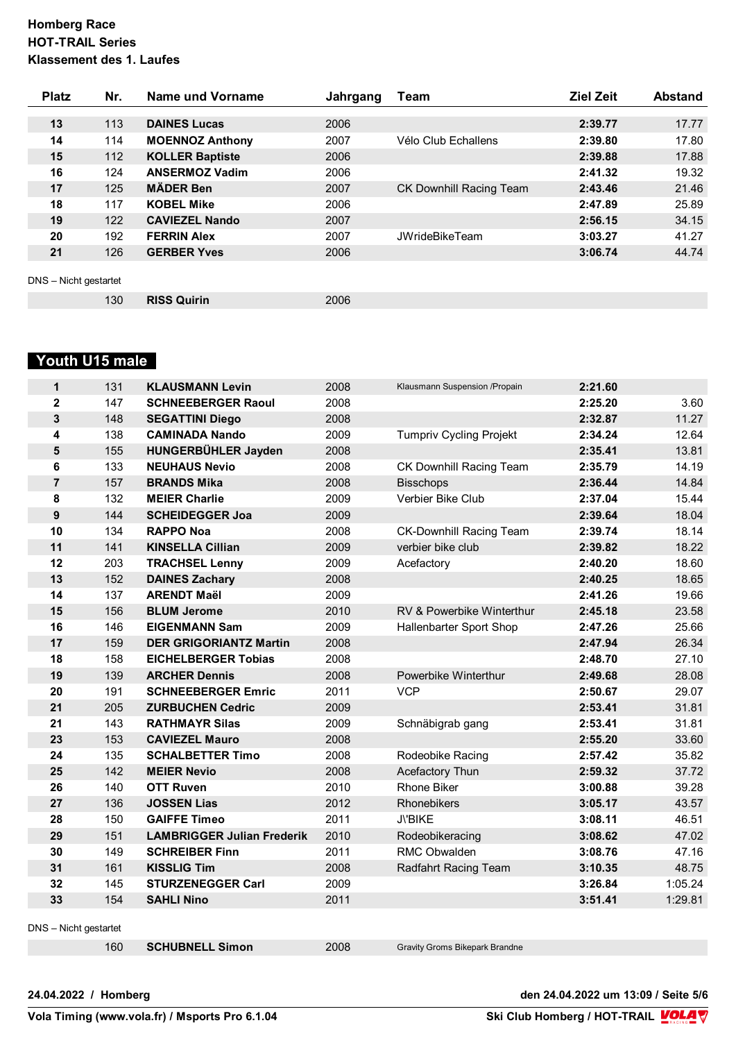**Homberg Race**
**HOT-TRAIL Series**
**Klassement des 1. Laufes**

| Platz | Nr. | Name und Vorname | Jahrgang | Team | Ziel Zeit | Abstand |
|---|---|---|---|---|---|---|
| **13** | 113 | **DAINES Lucas** | 2006 | | **2:39.77** | 17.77 |
| **14** | 114 | **MOENNOZ Anthony** | 2007 | Vélo Club Echallens | **2:39.80** | 17.80 |
| **15** | 112 | **KOLLER Baptiste** | 2006 | | **2:39.88** | 17.88 |
| **16** | 124 | **ANSERMOZ Vadim** | 2006 | | **2:41.32** | 19.32 |
| **17** | 125 | **MÄDER Ben** | 2007 | CK Downhill Racing Team | **2:43.46** | 21.46 |
| **18** | 117 | **KOBEL Mike** | 2006 | | **2:47.89** | 25.89 |
| **19** | 122 | **CAVIEZEL Nando** | 2007 | | **2:56.15** | 34.15 |
| **20** | 192 | **FERRIN Alex** | 2007 | JWrideBikeTeam | **3:03.27** | 41.27 |
| **21** | 126 | **GERBER Yves** | 2006 | | **3:06.74** | 44.74 |

DNS – Nicht gestartet

| Platz | Nr. | Name und Vorname | Jahrgang | Team | Ziel Zeit | Abstand |
|---|---|---|---|---|---|---|
| | 130 | **RISS Quirin** | 2006 | | | |

## Youth U15 male

| Platz | Nr. | Name und Vorname | Jahrgang | Team | Ziel Zeit | Abstand |
|---|---|---|---|---|---|---|
| **1** | 131 | **KLAUSMANN Levin** | 2008 | Klausmann Suspension /Propain | **2:21.60** | |
| **2** | 147 | **SCHNEEBERGER Raoul** | 2008 | | **2:25.20** | 3.60 |
| **3** | 148 | **SEGATTINI Diego** | 2008 | | **2:32.87** | 11.27 |
| **4** | 138 | **CAMINADA Nando** | 2009 | Tumpriv Cycling Projekt | **2:34.24** | 12.64 |
| **5** | 155 | **HUNGERBÜHLER Jayden** | 2008 | | **2:35.41** | 13.81 |
| **6** | 133 | **NEUHAUS Nevio** | 2008 | CK Downhill Racing Team | **2:35.79** | 14.19 |
| **7** | 157 | **BRANDS Mika** | 2008 | Bisschops | **2:36.44** | 14.84 |
| **8** | 132 | **MEIER Charlie** | 2009 | Verbier Bike Club | **2:37.04** | 15.44 |
| **9** | 144 | **SCHEIDEGGER Joa** | 2009 | | **2:39.64** | 18.04 |
| **10** | 134 | **RAPPO Noa** | 2008 | CK-Downhill Racing Team | **2:39.74** | 18.14 |
| **11** | 141 | **KINSELLA Cillian** | 2009 | verbier bike club | **2:39.82** | 18.22 |
| **12** | 203 | **TRACHSEL Lenny** | 2009 | Acefactory | **2:40.20** | 18.60 |
| **13** | 152 | **DAINES Zachary** | 2008 | | **2:40.25** | 18.65 |
| **14** | 137 | **ARENDT Maël** | 2009 | | **2:41.26** | 19.66 |
| **15** | 156 | **BLUM Jerome** | 2010 | RV & Powerbike Winterthur | **2:45.18** | 23.58 |
| **16** | 146 | **EIGENMANN Sam** | 2009 | Hallenbarter Sport Shop | **2:47.26** | 25.66 |
| **17** | 159 | **DER GRIGORIANTZ Martin** | 2008 | | **2:47.94** | 26.34 |
| **18** | 158 | **EICHELBERGER Tobias** | 2008 | | **2:48.70** | 27.10 |
| **19** | 139 | **ARCHER Dennis** | 2008 | Powerbike Winterthur | **2:49.68** | 28.08 |
| **20** | 191 | **SCHNEEBERGER Emric** | 2011 | VCP | **2:50.67** | 29.07 |
| **21** | 205 | **ZURBUCHEN Cedric** | 2009 | | **2:53.41** | 31.81 |
| **21** | 143 | **RATHMAYR Silas** | 2009 | Schnäbigrab gang | **2:53.41** | 31.81 |
| **23** | 153 | **CAVIEZEL Mauro** | 2008 | | **2:55.20** | 33.60 |
| **24** | 135 | **SCHALBETTER Timo** | 2008 | Rodeobike Racing | **2:57.42** | 35.82 |
| **25** | 142 | **MEIER Nevio** | 2008 | Acefactory Thun | **2:59.32** | 37.72 |
| **26** | 140 | **OTT Ruven** | 2010 | Rhone Biker | **3:00.88** | 39.28 |
| **27** | 136 | **JOSSEN Lias** | 2012 | Rhonebikers | **3:05.17** | 43.57 |
| **28** | 150 | **GAIFFE Timeo** | 2011 | J\'BIKE | **3:08.11** | 46.51 |
| **29** | 151 | **LAMBRIGGER Julian Frederik** | 2010 | Rodeobikeracing | **3:08.62** | 47.02 |
| **30** | 149 | **SCHREIBER Finn** | 2011 | RMC Obwalden | **3:08.76** | 47.16 |
| **31** | 161 | **KISSLIG Tim** | 2008 | Radfahrt Racing Team | **3:10.35** | 48.75 |
| **32** | 145 | **STURZENEGGER Carl** | 2009 | | **3:26.84** | 1:05.24 |
| **33** | 154 | **SAHLI Nino** | 2011 | | **3:51.41** | 1:29.81 |

DNS – Nicht gestartet

| Platz | Nr. | Name und Vorname | Jahrgang | Team | Ziel Zeit | Abstand |
|---|---|---|---|---|---|---|
| | 160 | **SCHUBNELL Simon** | 2008 | Gravity Groms Bikepark Brandne | | |

**24.04.2022 / Homberg** — **den 24.04.2022 um 13:09 / Seite 5/6**

**Vola Timing (www.vola.fr) / Msports Pro 6.1.04** — **Ski Club Homberg / HOT-TRAIL**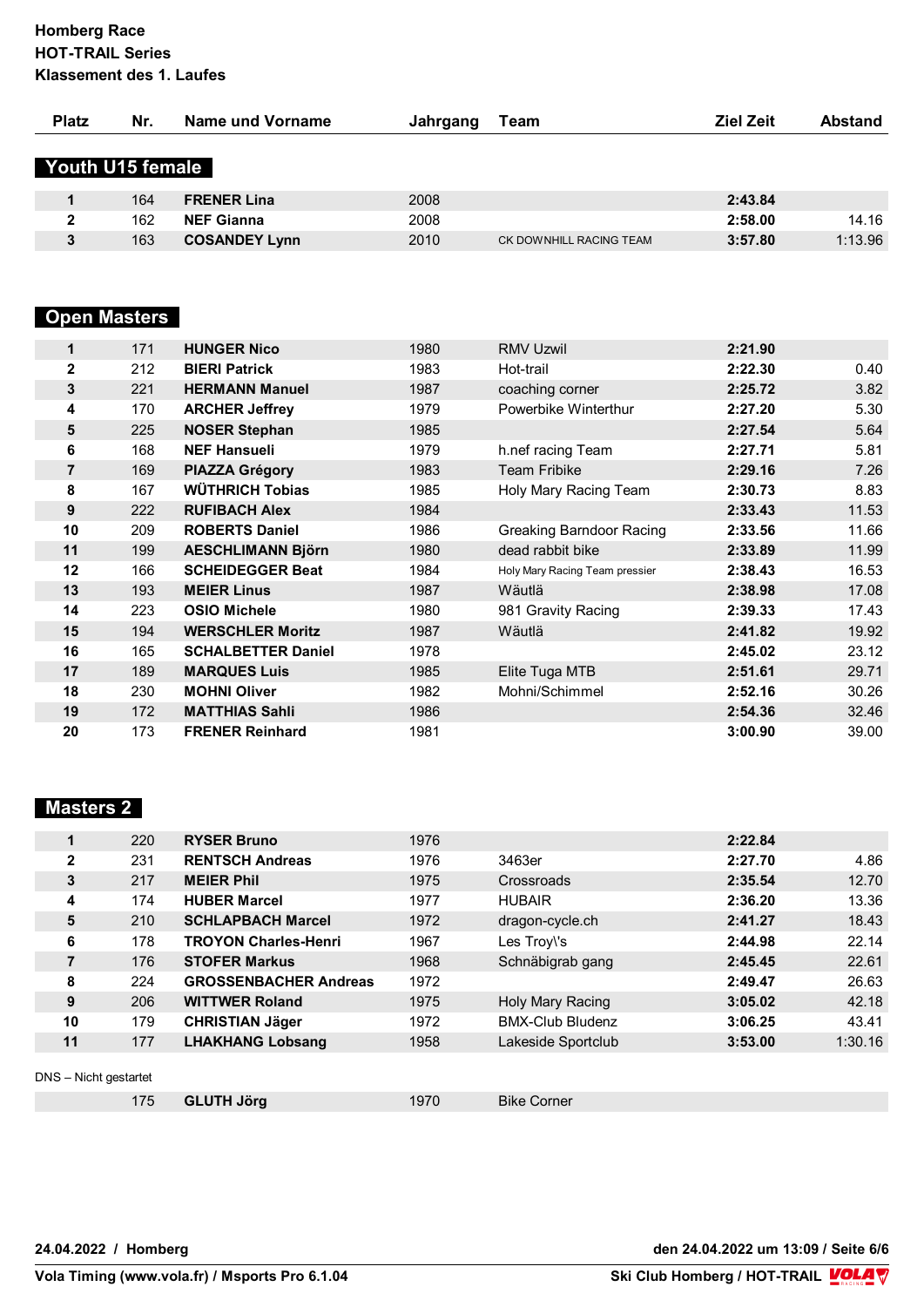# Homberg Race
## HOT-TRAIL Series
## Klassement des 1. Laufes

### Youth U15 female

| Platz | Nr. | Name und Vorname | Jahrgang | Team | Ziel Zeit | Abstand |
|---|---|---|---|---|---|---|
| 1 | 164 | **FRENER Lina** | 2008 | | **2:43.84** | |
| 2 | 162 | **NEF Gianna** | 2008 | | **2:58.00** | 14.16 |
| 3 | 163 | **COSANDEY Lynn** | 2010 | CK DOWNHILL RACING TEAM | **3:57.80** | 1:13.96 |

### Open Masters

| Platz | Nr. | Name und Vorname | Jahrgang | Team | Ziel Zeit | Abstand |
|---|---|---|---|---|---|---|
| 1 | 171 | **HUNGER Nico** | 1980 | RMV Uzwil | **2:21.90** | |
| 2 | 212 | **BIERI Patrick** | 1983 | Hot-trail | **2:22.30** | 0.40 |
| 3 | 221 | **HERMANN Manuel** | 1987 | coaching corner | **2:25.72** | 3.82 |
| 4 | 170 | **ARCHER Jeffrey** | 1979 | Powerbike Winterthur | **2:27.20** | 5.30 |
| 5 | 225 | **NOSER Stephan** | 1985 | | **2:27.54** | 5.64 |
| 6 | 168 | **NEF Hansueli** | 1979 | h.nef racing Team | **2:27.71** | 5.81 |
| 7 | 169 | **PIAZZA Grégory** | 1983 | Team Fribike | **2:29.16** | 7.26 |
| 8 | 167 | **WÜTHRICH Tobias** | 1985 | Holy Mary Racing Team | **2:30.73** | 8.83 |
| 9 | 222 | **RUFIBACH Alex** | 1984 | | **2:33.43** | 11.53 |
| 10 | 209 | **ROBERTS Daniel** | 1986 | Greaking Barndoor Racing | **2:33.56** | 11.66 |
| 11 | 199 | **AESCHLIMANN Björn** | 1980 | dead rabbit bike | **2:33.89** | 11.99 |
| 12 | 166 | **SCHEIDEGGER Beat** | 1984 | Holy Mary Racing Team pressier | **2:38.43** | 16.53 |
| 13 | 193 | **MEIER Linus** | 1987 | Wäutlä | **2:38.98** | 17.08 |
| 14 | 223 | **OSIO Michele** | 1980 | 981 Gravity Racing | **2:39.33** | 17.43 |
| 15 | 194 | **WERSCHLER Moritz** | 1987 | Wäutlä | **2:41.82** | 19.92 |
| 16 | 165 | **SCHALBETTER Daniel** | 1978 | | **2:45.02** | 23.12 |
| 17 | 189 | **MARQUES Luis** | 1985 | Elite Tuga MTB | **2:51.61** | 29.71 |
| 18 | 230 | **MOHNI Oliver** | 1982 | Mohni/Schimmel | **2:52.16** | 30.26 |
| 19 | 172 | **MATTHIAS Sahli** | 1986 | | **2:54.36** | 32.46 |
| 20 | 173 | **FRENER Reinhard** | 1981 | | **3:00.90** | 39.00 |

### Masters 2

| Platz | Nr. | Name und Vorname | Jahrgang | Team | Ziel Zeit | Abstand |
|---|---|---|---|---|---|---|
| 1 | 220 | **RYSER Bruno** | 1976 | | **2:22.84** | |
| 2 | 231 | **RENTSCH Andreas** | 1976 | 3463er | **2:27.70** | 4.86 |
| 3 | 217 | **MEIER Phil** | 1975 | Crossroads | **2:35.54** | 12.70 |
| 4 | 174 | **HUBER Marcel** | 1977 | HUBAIR | **2:36.20** | 13.36 |
| 5 | 210 | **SCHLAPBACH Marcel** | 1972 | dragon-cycle.ch | **2:41.27** | 18.43 |
| 6 | 178 | **TROYON Charles-Henri** | 1967 | Les Troy\'s | **2:44.98** | 22.14 |
| 7 | 176 | **STOFER Markus** | 1968 | Schnäbigrab gang | **2:45.45** | 22.61 |
| 8 | 224 | **GROSSENBACHER Andreas** | 1972 | | **2:49.47** | 26.63 |
| 9 | 206 | **WITTWER Roland** | 1975 | Holy Mary Racing | **3:05.02** | 42.18 |
| 10 | 179 | **CHRISTIAN Jäger** | 1972 | BMX-Club Bludenz | **3:06.25** | 43.41 |
| 11 | 177 | **LHAKHANG Lobsang** | 1958 | Lakeside Sportclub | **3:53.00** | 1:30.16 |

DNS – Nicht gestartet

| Platz | Nr. | Name und Vorname | Jahrgang | Team | Ziel Zeit | Abstand |
|---|---|---|---|---|---|---|
| | 175 | **GLUTH Jörg** | 1970 | Bike Corner | | |

24.04.2022 / Homberg

den 24.04.2022 um 13:09

Vola Timing (www.vola.fr) / Msports Pro 6.1.04

Ski Club Homberg / HOT-TRAIL